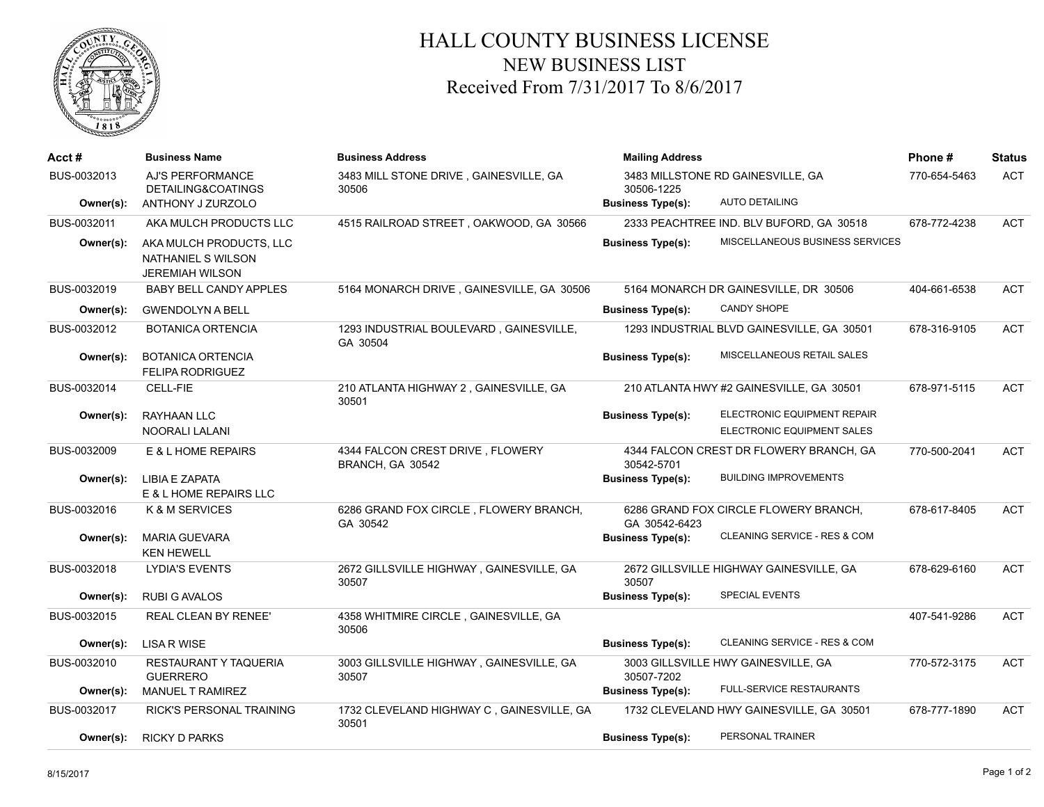# HALL COUNTY BUSINESS LICENSE

## NEW BUSINESS LIST

### Received From 7/31/2017 To 8/6/2017

| Acct # | Business Name | Business Address | Mailing Address | Business Type(s) | Phone # | Status |
|---|---|---|---|---|---|---|
| BUS-0032013 | AJ'S PERFORMANCE DETAILING&COATINGS | 3483 MILL STONE DRIVE , GAINESVILLE, GA 30506 | 3483 MILLSTONE RD GAINESVILLE, GA 30506-1225 | AUTO DETAILING | 770-654-5463 | ACT |
| Owner(s): | ANTHONY J ZURZOLO | | | | | |
| BUS-0032011 | AKA MULCH PRODUCTS LLC | 4515 RAILROAD STREET , OAKWOOD, GA 30566 | 2333 PEACHTREE IND. BLV BUFORD, GA 30518 | MISCELLANEOUS BUSINESS SERVICES | 678-772-4238 | ACT |
| Owner(s): | AKA MULCH PRODUCTS, LLC<br>NATHANIEL S WILSON<br>JEREMIAH WILSON | | | | | |
| BUS-0032019 | BABY BELL CANDY APPLES | 5164 MONARCH DRIVE , GAINESVILLE, GA 30506 | 5164 MONARCH DR GAINESVILLE, DR 30506 | CANDY SHOPE | 404-661-6538 | ACT |
| Owner(s): | GWENDOLYN A BELL | | | | | |
| BUS-0032012 | BOTANICA ORTENCIA | 1293 INDUSTRIAL BOULEVARD , GAINESVILLE, GA 30504 | 1293 INDUSTRIAL BLVD GAINESVILLE, GA 30501 | MISCELLANEOUS RETAIL SALES | 678-316-9105 | ACT |
| Owner(s): | BOTANICA ORTENCIA<br>FELIPA RODRIGUEZ | | | | | |
| BUS-0032014 | CELL-FIE | 210 ATLANTA HIGHWAY 2 , GAINESVILLE, GA 30501 | 210 ATLANTA HWY #2 GAINESVILLE, GA 30501 | ELECTRONIC EQUIPMENT REPAIR<br>ELECTRONIC EQUIPMENT SALES | 678-971-5115 | ACT |
| Owner(s): | RAYHAAN LLC<br>NOORALI LALANI | | | | | |
| BUS-0032009 | E & L HOME REPAIRS | 4344 FALCON CREST DRIVE , FLOWERY BRANCH, GA 30542 | 4344 FALCON CREST DR FLOWERY BRANCH, GA 30542-5701 | BUILDING IMPROVEMENTS | 770-500-2041 | ACT |
| Owner(s): | LIBIA E ZAPATA<br>E & L HOME REPAIRS LLC | | | | | |
| BUS-0032016 | K & M SERVICES | 6286 GRAND FOX CIRCLE , FLOWERY BRANCH, GA 30542 | 6286 GRAND FOX CIRCLE FLOWERY BRANCH, GA 30542-6423 | CLEANING SERVICE - RES & COM | 678-617-8405 | ACT |
| Owner(s): | MARIA GUEVARA<br>KEN HEWELL | | | | | |
| BUS-0032018 | LYDIA'S EVENTS | 2672 GILLSVILLE HIGHWAY , GAINESVILLE, GA 30507 | 2672 GILLSVILLE HIGHWAY GAINESVILLE, GA 30507 | SPECIAL EVENTS | 678-629-6160 | ACT |
| Owner(s): | RUBI G AVALOS | | | | | |
| BUS-0032015 | REAL CLEAN BY RENEE' | 4358 WHITMIRE CIRCLE , GAINESVILLE, GA 30506 | | CLEANING SERVICE - RES & COM | 407-541-9286 | ACT |
| Owner(s): | LISA R WISE | | | | | |
| BUS-0032010 | RESTAURANT Y TAQUERIA GUERRERO | 3003 GILLSVILLE HIGHWAY , GAINESVILLE, GA 30507 | 3003 GILLSVILLE HWY GAINESVILLE, GA 30507-7202 | FULL-SERVICE RESTAURANTS | 770-572-3175 | ACT |
| Owner(s): | MANUEL T RAMIREZ | | | | | |
| BUS-0032017 | RICK'S PERSONAL TRAINING | 1732 CLEVELAND HIGHWAY C , GAINESVILLE, GA 30501 | 1732 CLEVELAND HWY GAINESVILLE, GA 30501 | PERSONAL TRAINER | 678-777-1890 | ACT |
| Owner(s): | RICKY D PARKS | | | | | |

8/15/2017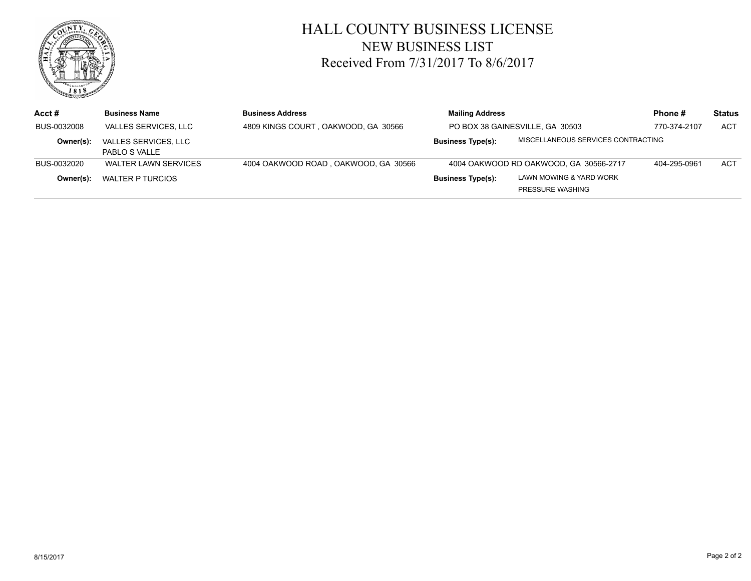# HALL COUNTY BUSINESS LICENSE

## NEW BUSINESS LIST

## Received From 7/31/2017 To 8/6/2017

| Acct # | Business Name | Business Address | Mailing Address | | Phone # | Status |
|---|---|---|---|---|---|---|
| BUS-0032008 | VALLES SERVICES, LLC | 4809 KINGS COURT , OAKWOOD, GA 30566 | PO BOX 38 GAINESVILLE, GA 30503 | | 770-374-2107 | ACT |
| **Owner(s):** | VALLES SERVICES, LLC<br>PABLO S VALLE | | **Business Type(s):** | MISCELLANEOUS SERVICES CONTRACTING | | |
| BUS-0032020 | WALTER LAWN SERVICES | 4004 OAKWOOD ROAD , OAKWOOD, GA 30566 | 4004 OAKWOOD RD OAKWOOD, GA 30566-2717 | | 404-295-0961 | ACT |
| **Owner(s):** | WALTER P TURCIOS | | **Business Type(s):** | LAWN MOWING & YARD WORK<br>PRESSURE WASHING | | |

8/15/2017